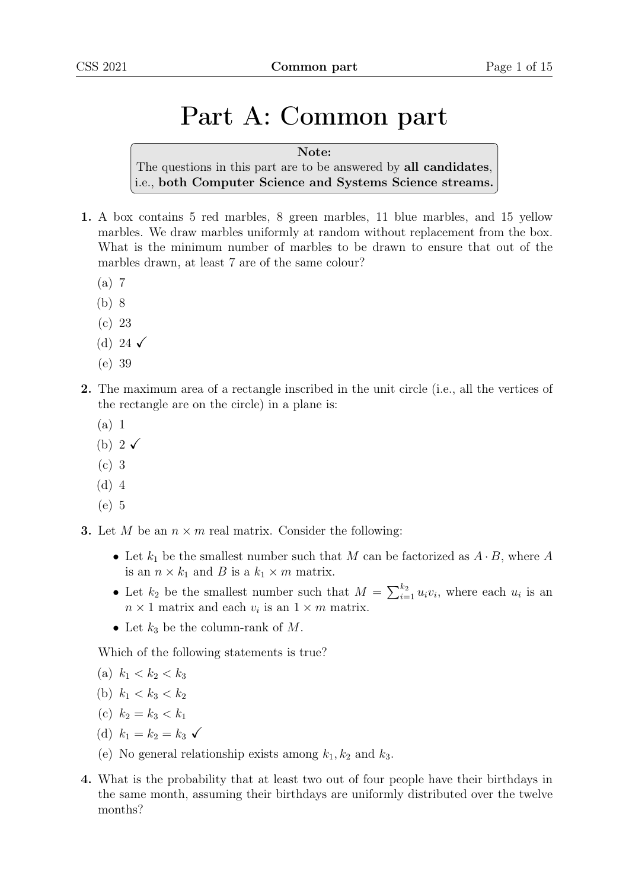# Part A: Common part

> **Note:**
> The questions in this part are to be answered by **all candidates**, i.e., **both Computer Science and Systems Science streams.**

**1.** A box contains 5 red marbles, 8 green marbles, 11 blue marbles, and 15 yellow marbles. We draw marbles uniformly at random without replacement from the box. What is the minimum number of marbles to be drawn to ensure that out of the marbles drawn, at least 7 are of the same colour?

(a) 7

(b) 8

(c) 23

(d) 24 ✓

(e) 39

**2.** The maximum area of a rectangle inscribed in the unit circle (i.e., all the vertices of the rectangle are on the circle) in a plane is:

(a) 1

(b) 2 ✓

(c) 3

(d) 4

(e) 5

**3.** Let $M$ be an $n \times m$ real matrix. Consider the following:

- Let $k_1$ be the smallest number such that $M$ can be factorized as $A \cdot B$, where $A$ is an $n \times k_1$ and $B$ is a $k_1 \times m$ matrix.
- Let $k_2$ be the smallest number such that $M = \sum_{i=1}^{k_2} u_i v_i$, where each $u_i$ is an $n \times 1$ matrix and each $v_i$ is an $1 \times m$ matrix.
- Let $k_3$ be the column-rank of $M$.

Which of the following statements is true?

(a) $k_1 < k_2 < k_3$

(b) $k_1 < k_3 < k_2$

(c) $k_2 = k_3 < k_1$

(d) $k_1 = k_2 = k_3$ ✓

(e) No general relationship exists among $k_1, k_2$ and $k_3$.

**4.** What is the probability that at least two out of four people have their birthdays in the same month, assuming their birthdays are uniformly distributed over the twelve months?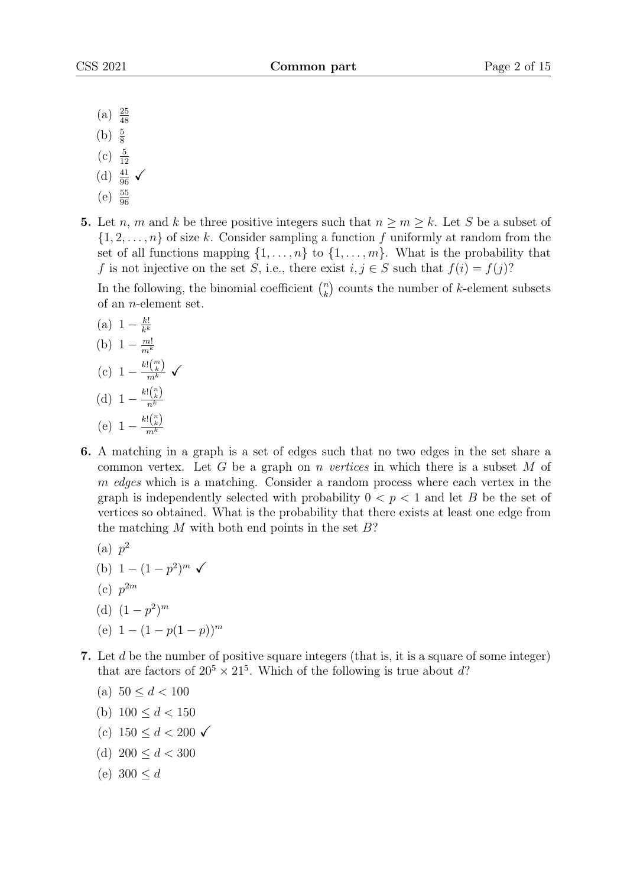(a) $\frac{25}{48}$

(b) $\frac{5}{8}$

(c) $\frac{5}{12}$

(d) $\frac{41}{96}$ ✓

(e) $\frac{55}{96}$

**5.** Let $n$, $m$ and $k$ be three positive integers such that $n \geq m \geq k$. Let $S$ be a subset of $\{1, 2, \ldots, n\}$ of size $k$. Consider sampling a function $f$ uniformly at random from the set of all functions mapping $\{1, \ldots, n\}$ to $\{1, \ldots, m\}$. What is the probability that $f$ is not injective on the set $S$, i.e., there exist $i, j \in S$ such that $f(i) = f(j)$?

In the following, the binomial coefficient $\binom{n}{k}$ counts the number of $k$-element subsets of an $n$-element set.

(a) $1 - \frac{k!}{k^k}$

(b) $1 - \frac{m!}{m^k}$

(c) $1 - \frac{k!\binom{m}{k}}{m^k}$ ✓

(d) $1 - \frac{k!\binom{n}{k}}{n^k}$

(e) $1 - \frac{k!\binom{n}{k}}{m^k}$

**6.** A matching in a graph is a set of edges such that no two edges in the set share a common vertex. Let $G$ be a graph on $n$ *vertices* in which there is a subset $M$ of $m$ *edges* which is a matching. Consider a random process where each vertex in the graph is independently selected with probability $0 < p < 1$ and let $B$ be the set of vertices so obtained. What is the probability that there exists at least one edge from the matching $M$ with both end points in the set $B$?

(a) $p^2$

(b) $1 - (1 - p^2)^m$ ✓

(c) $p^{2m}$

(d) $(1 - p^2)^m$

(e) $1 - (1 - p(1 - p))^m$

**7.** Let $d$ be the number of positive square integers (that is, it is a square of some integer) that are factors of $20^5 \times 21^5$. Which of the following is true about $d$?

(a) $50 \leq d < 100$

(b) $100 \leq d < 150$

(c) $150 \leq d < 200$ ✓

(d) $200 \leq d < 300$

(e) $300 \leq d$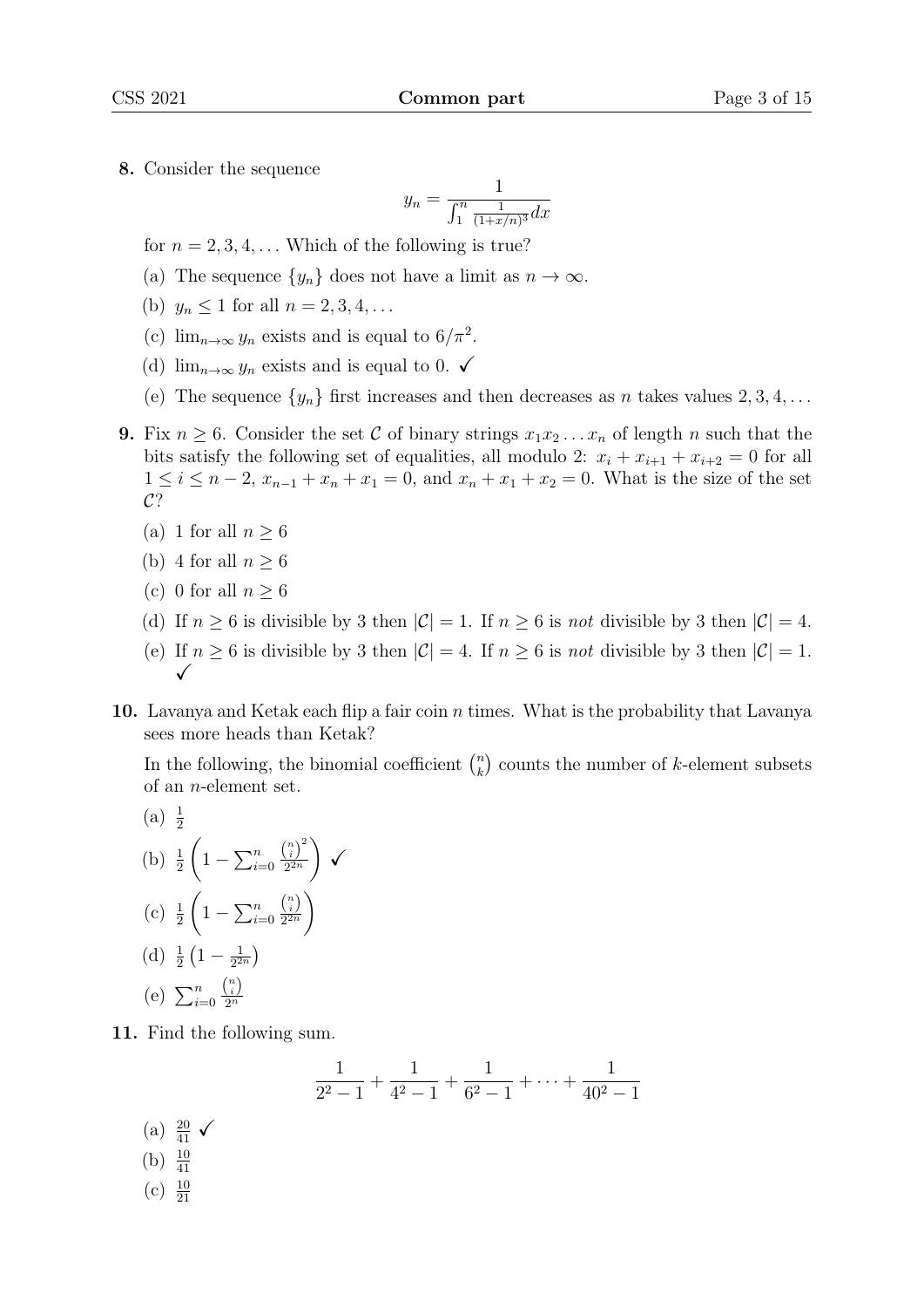**8.** Consider the sequence

$$y_n = \frac{1}{\int_1^n \frac{1}{(1+x/n)^3} dx}$$

for $n = 2, 3, 4, \ldots$ Which of the following is true?

(a) The sequence $\{y_n\}$ does not have a limit as $n \to \infty$.

(b) $y_n \leq 1$ for all $n = 2, 3, 4, \ldots$

(c) $\lim_{n\to\infty} y_n$ exists and is equal to $6/\pi^2$.

(d) $\lim_{n\to\infty} y_n$ exists and is equal to 0. ✓

(e) The sequence $\{y_n\}$ first increases and then decreases as $n$ takes values $2, 3, 4, \ldots$

**9.** Fix $n \geq 6$. Consider the set $\mathcal{C}$ of binary strings $x_1 x_2 \ldots x_n$ of length $n$ such that the bits satisfy the following set of equalities, all modulo 2: $x_i + x_{i+1} + x_{i+2} = 0$ for all $1 \leq i \leq n-2$, $x_{n-1} + x_n + x_1 = 0$, and $x_n + x_1 + x_2 = 0$. What is the size of the set $\mathcal{C}$?

(a) 1 for all $n \geq 6$

(b) 4 for all $n \geq 6$

(c) 0 for all $n \geq 6$

(d) If $n \geq 6$ is divisible by 3 then $|\mathcal{C}| = 1$. If $n \geq 6$ is *not* divisible by 3 then $|\mathcal{C}| = 4$.

(e) If $n \geq 6$ is divisible by 3 then $|\mathcal{C}| = 4$. If $n \geq 6$ is *not* divisible by 3 then $|\mathcal{C}| = 1$. ✓

**10.** Lavanya and Ketak each flip a fair coin $n$ times. What is the probability that Lavanya sees more heads than Ketak?

In the following, the binomial coefficient $\binom{n}{k}$ counts the number of $k$-element subsets of an $n$-element set.

(a) $\frac{1}{2}$

(b) $\frac{1}{2}\left(1 - \sum_{i=0}^{n} \frac{\binom{n}{i}^2}{2^{2n}}\right)$ ✓

(c) $\frac{1}{2}\left(1 - \sum_{i=0}^{n} \frac{\binom{n}{i}}{2^{2n}}\right)$

(d) $\frac{1}{2}\left(1 - \frac{1}{2^{2n}}\right)$

(e) $\sum_{i=0}^{n} \frac{\binom{n}{i}}{2^n}$

**11.** Find the following sum.

$$\frac{1}{2^2-1} + \frac{1}{4^2-1} + \frac{1}{6^2-1} + \cdots + \frac{1}{40^2-1}$$

(a) $\frac{20}{41}$ ✓

(b) $\frac{10}{41}$

(c) $\frac{10}{21}$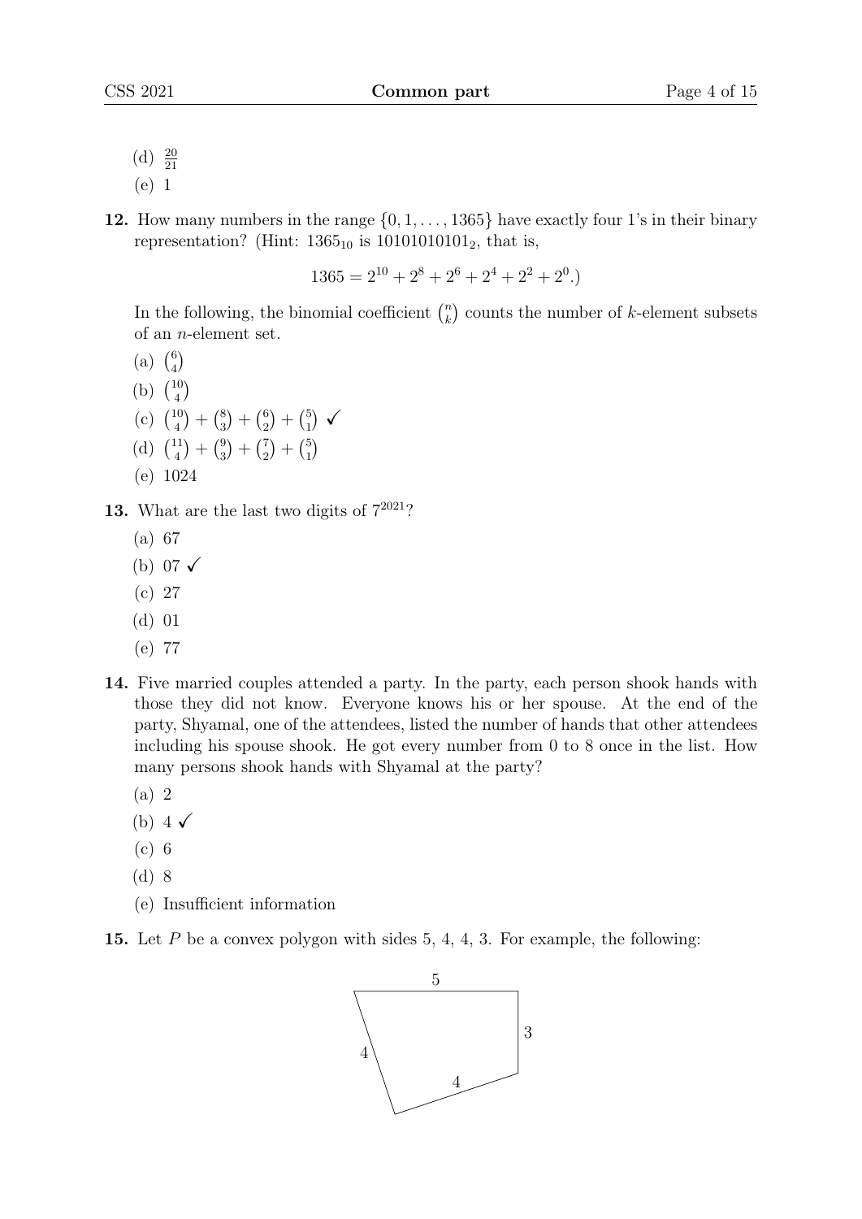(d) $\frac{20}{21}$

(e) 1

**12.** How many numbers in the range $\{0, 1, \ldots, 1365\}$ have exactly four 1's in their binary representation? (Hint: $1365_{10}$ is $10101010101_2$, that is,

$$1365 = 2^{10} + 2^8 + 2^6 + 2^4 + 2^2 + 2^0.)$$

In the following, the binomial coefficient $\binom{n}{k}$ counts the number of $k$-element subsets of an $n$-element set.

(a) $\binom{6}{4}$

(b) $\binom{10}{4}$

(c) $\binom{10}{4} + \binom{8}{3} + \binom{6}{2} + \binom{5}{1}$ ✓

(d) $\binom{11}{4} + \binom{9}{3} + \binom{7}{2} + \binom{5}{1}$

(e) 1024

**13.** What are the last two digits of $7^{2021}$?

(a) 67

(b) 07 ✓

(c) 27

(d) 01

(e) 77

**14.** Five married couples attended a party. In the party, each person shook hands with those they did not know. Everyone knows his or her spouse. At the end of the party, Shyamal, one of the attendees, listed the number of hands that other attendees including his spouse shook. He got every number from 0 to 8 once in the list. How many persons shook hands with Shyamal at the party?

(a) 2

(b) 4 ✓

(c) 6

(d) 8

(e) Insufficient information

**15.** Let $P$ be a convex polygon with sides 5, 4, 4, 3. For example, the following: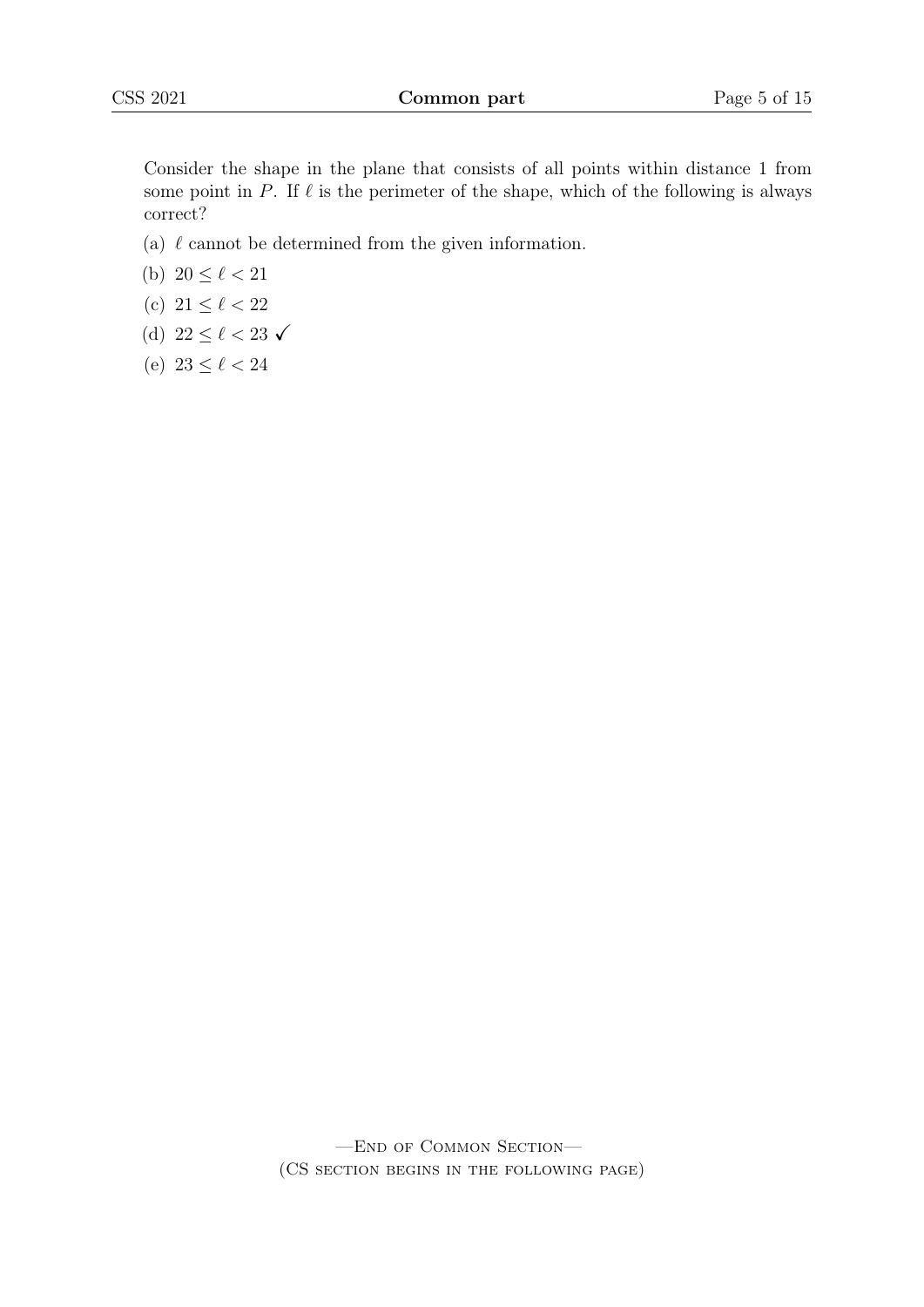Consider the shape in the plane that consists of all points within distance 1 from some point in $P$. If $\ell$ is the perimeter of the shape, which of the following is always correct?

(a) $\ell$ cannot be determined from the given information.

(b) $20 \leq \ell < 21$

(c) $21 \leq \ell < 22$

(d) $22 \leq \ell < 23$ ✓

(e) $23 \leq \ell < 24$

—End of Common Section—
(CS section begins in the following page)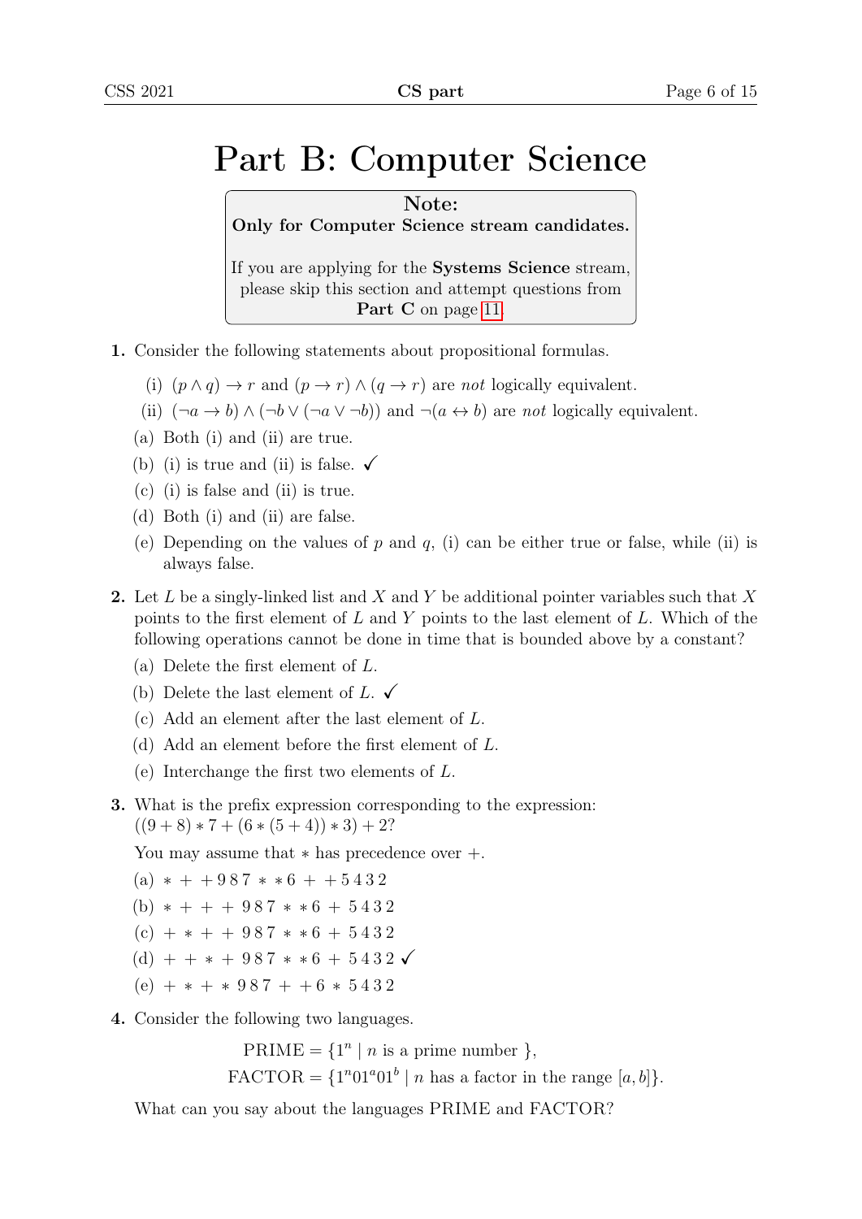# Part B: Computer Science

> **Note:**
> **Only for Computer Science stream candidates.**
>
> If you are applying for the **Systems Science** stream, please skip this section and attempt questions from **Part C** on page 11.

**1.** Consider the following statements about propositional formulas.

(i) $(p \wedge q) \rightarrow r$ and $(p \rightarrow r) \wedge (q \rightarrow r)$ are *not* logically equivalent.

(ii) $(\neg a \rightarrow b) \wedge (\neg b \vee (\neg a \vee \neg b))$ and $\neg(a \leftrightarrow b)$ are *not* logically equivalent.

(a) Both (i) and (ii) are true.

(b) (i) is true and (ii) is false. ✓

(c) (i) is false and (ii) is true.

(d) Both (i) and (ii) are false.

(e) Depending on the values of $p$ and $q$, (i) can be either true or false, while (ii) is always false.

**2.** Let $L$ be a singly-linked list and $X$ and $Y$ be additional pointer variables such that $X$ points to the first element of $L$ and $Y$ points to the last element of $L$. Which of the following operations cannot be done in time that is bounded above by a constant?

(a) Delete the first element of $L$.

(b) Delete the last element of $L$. ✓

(c) Add an element after the last element of $L$.

(d) Add an element before the first element of $L$.

(e) Interchange the first two elements of $L$.

**3.** What is the prefix expression corresponding to the expression:
$((9 + 8) * 7 + (6 * (5 + 4)) * 3) + 2$?

You may assume that $*$ has precedence over $+$.

(a) $* + + 9\,8\,7 * * 6 + + 5\,4\,3\,2$

(b) $* + + + 9\,8\,7 * * 6 + 5\,4\,3\,2$

(c) $+ * + + 9\,8\,7 * * 6 + 5\,4\,3\,2$

(d) $+ + * + 9\,8\,7 * * 6 + 5\,4\,3\,2$ ✓

(e) $+ * + * 9\,8\,7 + + 6 * 5\,4\,3\,2$

**4.** Consider the following two languages.

$$\text{PRIME} = \{1^n \mid n \text{ is a prime number }\},$$
$$\text{FACTOR} = \{1^n 0 1^a 0 1^b \mid n \text{ has a factor in the range } [a, b]\}.$$

What can you say about the languages PRIME and FACTOR?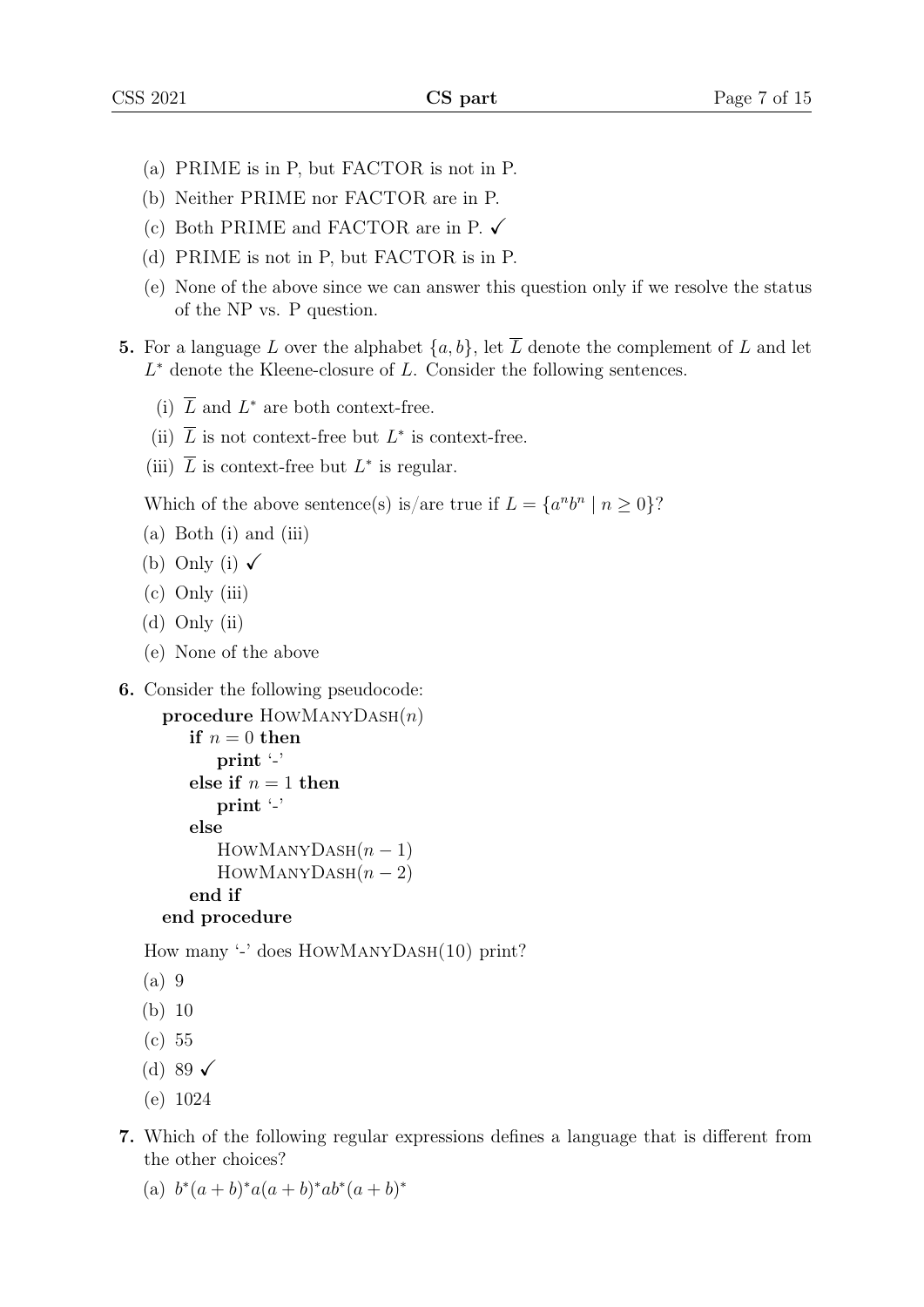(a) PRIME is in P, but FACTOR is not in P.

(b) Neither PRIME nor FACTOR are in P.

(c) Both PRIME and FACTOR are in P. ✓

(d) PRIME is not in P, but FACTOR is in P.

(e) None of the above since we can answer this question only if we resolve the status of the NP vs. P question.

**5.** For a language $L$ over the alphabet $\{a, b\}$, let $\overline{L}$ denote the complement of $L$ and let $L^*$ denote the Kleene-closure of $L$. Consider the following sentences.

(i) $\overline{L}$ and $L^*$ are both context-free.

(ii) $\overline{L}$ is not context-free but $L^*$ is context-free.

(iii) $\overline{L}$ is context-free but $L^*$ is regular.

Which of the above sentence(s) is/are true if $L = \{a^n b^n \mid n \geq 0\}$?

(a) Both (i) and (iii)

(b) Only (i) ✓

(c) Only (iii)

(d) Only (ii)

(e) None of the above

**6.** Consider the following pseudocode:

```
procedure HowManyDash(n)
    if n = 0 then
        print '-'
    else if n = 1 then
        print '-'
    else
        HowManyDash(n − 1)
        HowManyDash(n − 2)
    end if
end procedure
```

How many '-' does HowManyDash(10) print?

(a) 9

(b) 10

(c) 55

(d) 89 ✓

(e) 1024

**7.** Which of the following regular expressions defines a language that is different from the other choices?

(a) $b^*(a + b)^*a(a + b)^*ab^*(a + b)^*$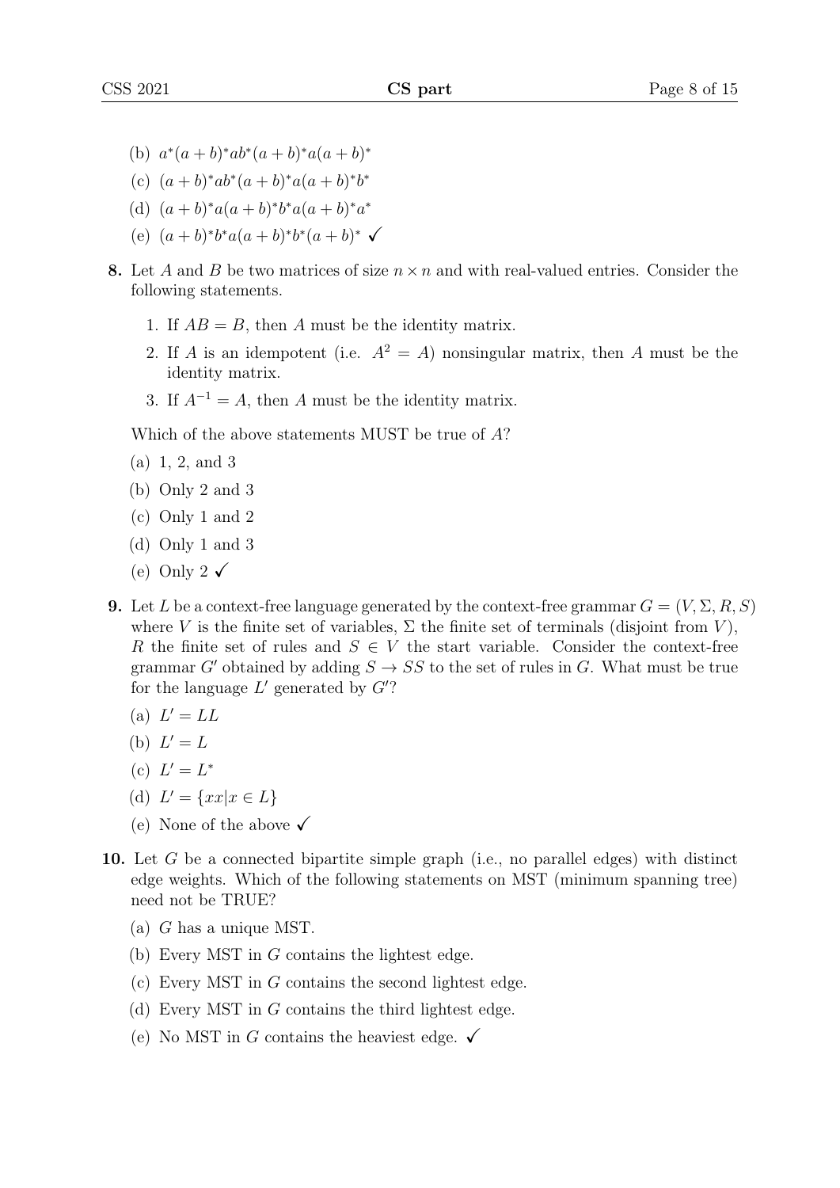(b) $a^*(a+b)^*ab^*(a+b)^*a(a+b)^*$

(c) $(a+b)^*ab^*(a+b)^*a(a+b)^*b^*$

(d) $(a+b)^*a(a+b)^*b^*a(a+b)^*a^*$

(e) $(a+b)^*b^*a(a+b)^*b^*(a+b)^*$ ✓

**8.** Let $A$ and $B$ be two matrices of size $n \times n$ and with real-valued entries. Consider the following statements.

1. If $AB = B$, then $A$ must be the identity matrix.
2. If $A$ is an idempotent (i.e. $A^2 = A$) nonsingular matrix, then $A$ must be the identity matrix.
3. If $A^{-1} = A$, then $A$ must be the identity matrix.

Which of the above statements MUST be true of $A$?

(a) 1, 2, and 3

(b) Only 2 and 3

(c) Only 1 and 2

(d) Only 1 and 3

(e) Only 2 ✓

**9.** Let $L$ be a context-free language generated by the context-free grammar $G = (V, \Sigma, R, S)$ where $V$ is the finite set of variables, $\Sigma$ the finite set of terminals (disjoint from $V$), $R$ the finite set of rules and $S \in V$ the start variable. Consider the context-free grammar $G'$ obtained by adding $S \to SS$ to the set of rules in $G$. What must be true for the language $L'$ generated by $G'$?

(a) $L' = LL$

(b) $L' = L$

(c) $L' = L^*$

(d) $L' = \{xx | x \in L\}$

(e) None of the above ✓

**10.** Let $G$ be a connected bipartite simple graph (i.e., no parallel edges) with distinct edge weights. Which of the following statements on MST (minimum spanning tree) need not be TRUE?

(a) $G$ has a unique MST.

(b) Every MST in $G$ contains the lightest edge.

(c) Every MST in $G$ contains the second lightest edge.

(d) Every MST in $G$ contains the third lightest edge.

(e) No MST in $G$ contains the heaviest edge. ✓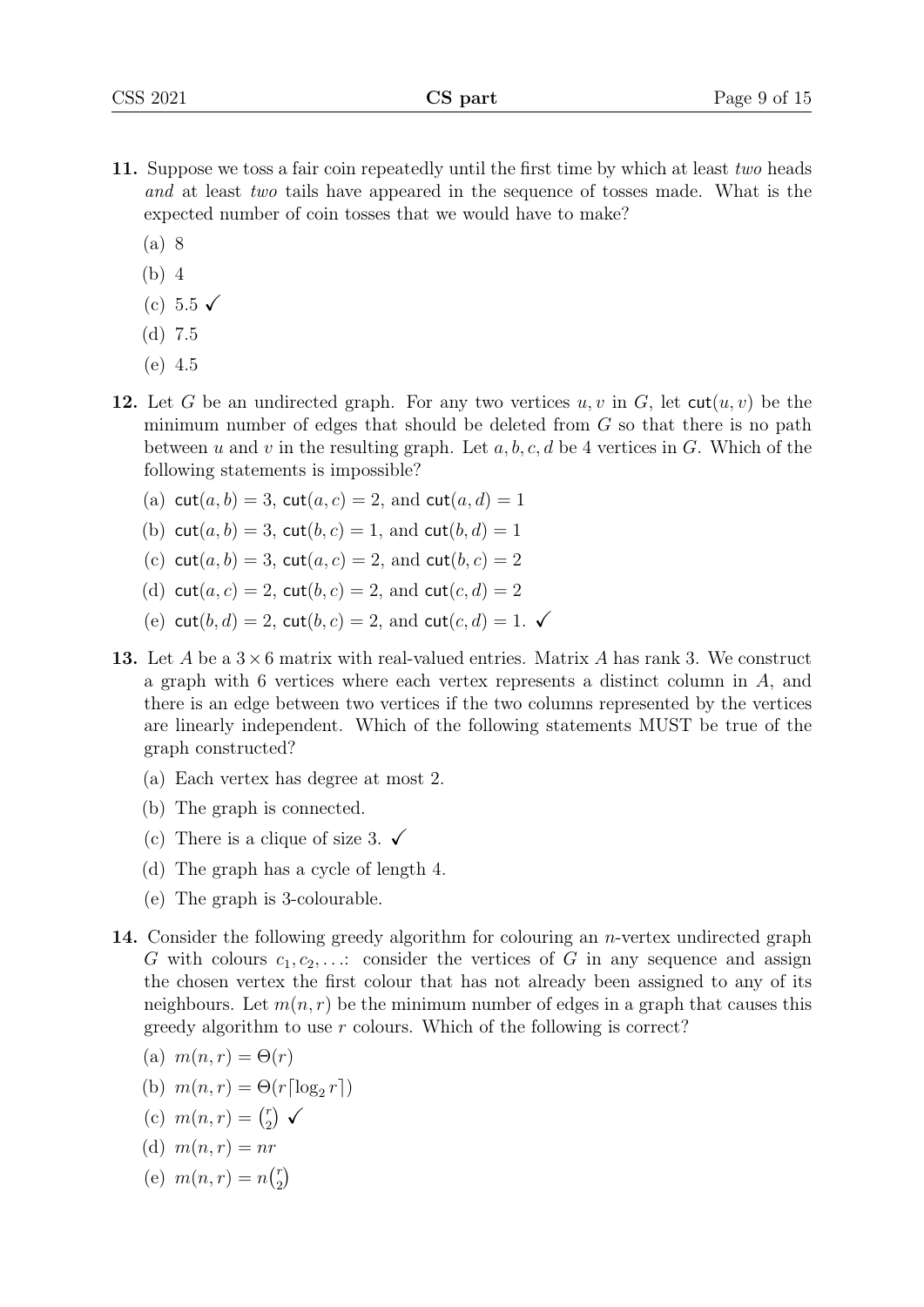**11.** Suppose we toss a fair coin repeatedly until the first time by which at least *two* heads *and* at least *two* tails have appeared in the sequence of tosses made. What is the expected number of coin tosses that we would have to make?

(a) 8

(b) 4

(c) 5.5 ✓

(d) 7.5

(e) 4.5

**12.** Let $G$ be an undirected graph. For any two vertices $u, v$ in $G$, let $\mathsf{cut}(u, v)$ be the minimum number of edges that should be deleted from $G$ so that there is no path between $u$ and $v$ in the resulting graph. Let $a, b, c, d$ be 4 vertices in $G$. Which of the following statements is impossible?

(a) $\mathsf{cut}(a, b) = 3$, $\mathsf{cut}(a, c) = 2$, and $\mathsf{cut}(a, d) = 1$

(b) $\mathsf{cut}(a, b) = 3$, $\mathsf{cut}(b, c) = 1$, and $\mathsf{cut}(b, d) = 1$

(c) $\mathsf{cut}(a, b) = 3$, $\mathsf{cut}(a, c) = 2$, and $\mathsf{cut}(b, c) = 2$

(d) $\mathsf{cut}(a, c) = 2$, $\mathsf{cut}(b, c) = 2$, and $\mathsf{cut}(c, d) = 2$

(e) $\mathsf{cut}(b, d) = 2$, $\mathsf{cut}(b, c) = 2$, and $\mathsf{cut}(c, d) = 1$. ✓

**13.** Let $A$ be a $3 \times 6$ matrix with real-valued entries. Matrix $A$ has rank 3. We construct a graph with 6 vertices where each vertex represents a distinct column in $A$, and there is an edge between two vertices if the two columns represented by the vertices are linearly independent. Which of the following statements MUST be true of the graph constructed?

(a) Each vertex has degree at most 2.

(b) The graph is connected.

(c) There is a clique of size 3. ✓

(d) The graph has a cycle of length 4.

(e) The graph is 3-colourable.

**14.** Consider the following greedy algorithm for colouring an $n$-vertex undirected graph $G$ with colours $c_1, c_2, \ldots$: consider the vertices of $G$ in any sequence and assign the chosen vertex the first colour that has not already been assigned to any of its neighbours. Let $m(n, r)$ be the minimum number of edges in a graph that causes this greedy algorithm to use $r$ colours. Which of the following is correct?

(a) $m(n, r) = \Theta(r)$

(b) $m(n, r) = \Theta(r \lceil \log_2 r \rceil)$

(c) $m(n, r) = \binom{r}{2}$ ✓

(d) $m(n, r) = nr$

(e) $m(n, r) = n\binom{r}{2}$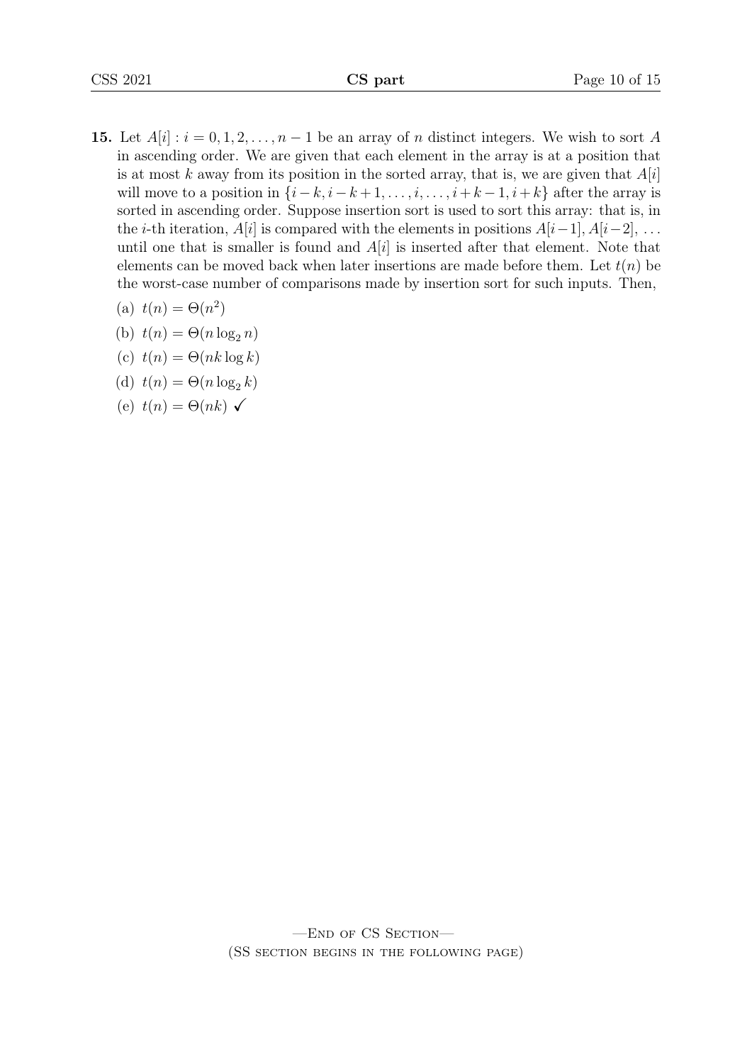**15.** Let $A[i] : i = 0, 1, 2, \ldots, n-1$ be an array of $n$ distinct integers. We wish to sort $A$ in ascending order. We are given that each element in the array is at a position that is at most $k$ away from its position in the sorted array, that is, we are given that $A[i]$ will move to a position in $\{i-k, i-k+1, \ldots, i, \ldots, i+k-1, i+k\}$ after the array is sorted in ascending order. Suppose insertion sort is used to sort this array: that is, in the $i$-th iteration, $A[i]$ is compared with the elements in positions $A[i-1], A[i-2], \ldots$ until one that is smaller is found and $A[i]$ is inserted after that element. Note that elements can be moved back when later insertions are made before them. Let $t(n)$ be the worst-case number of comparisons made by insertion sort for such inputs. Then,

(a) $t(n) = \Theta(n^2)$

(b) $t(n) = \Theta(n \log_2 n)$

(c) $t(n) = \Theta(nk \log k)$

(d) $t(n) = \Theta(n \log_2 k)$

(e) $t(n) = \Theta(nk)$ ✓

—End of CS Section—

(SS section begins in the following page)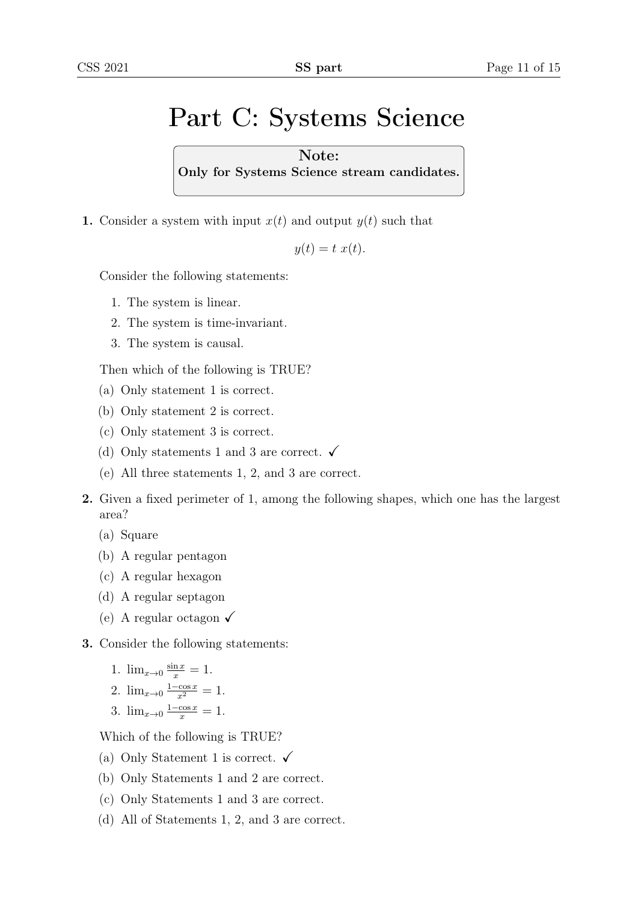# Part C: Systems Science

> **Note:**
> **Only for Systems Science stream candidates.**

**1.** Consider a system with input $x(t)$ and output $y(t)$ such that

$$y(t) = t\ x(t).$$

Consider the following statements:

1. The system is linear.
2. The system is time-invariant.
3. The system is causal.

Then which of the following is TRUE?

(a) Only statement 1 is correct.
(b) Only statement 2 is correct.
(c) Only statement 3 is correct.
(d) Only statements 1 and 3 are correct. ✓
(e) All three statements 1, 2, and 3 are correct.

**2.** Given a fixed perimeter of 1, among the following shapes, which one has the largest area?

(a) Square
(b) A regular pentagon
(c) A regular hexagon
(d) A regular septagon
(e) A regular octagon ✓

**3.** Consider the following statements:

1. $\lim_{x\to 0} \frac{\sin x}{x} = 1$.
2. $\lim_{x\to 0} \frac{1-\cos x}{x^2} = 1$.
3. $\lim_{x\to 0} \frac{1-\cos x}{x} = 1$.

Which of the following is TRUE?

(a) Only Statement 1 is correct. ✓
(b) Only Statements 1 and 2 are correct.
(c) Only Statements 1 and 3 are correct.
(d) All of Statements 1, 2, and 3 are correct.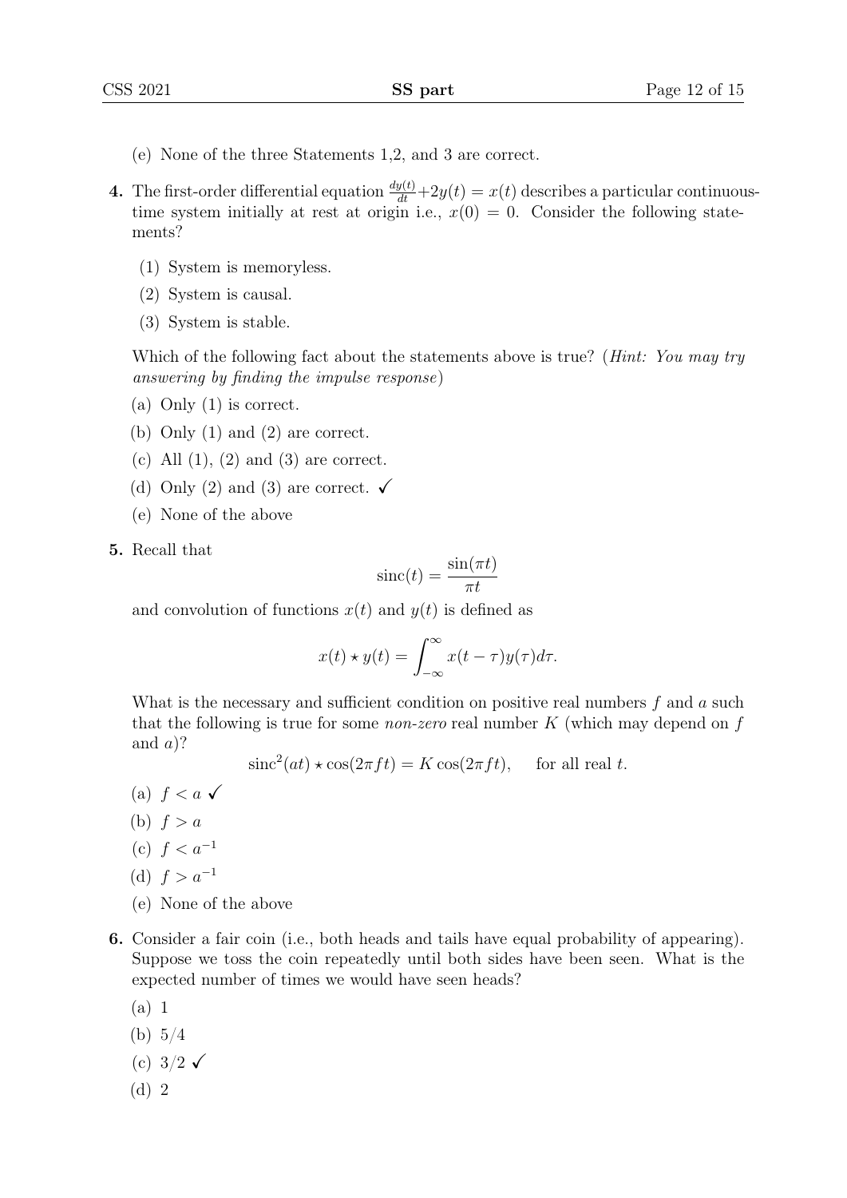(e) None of the three Statements 1,2, and 3 are correct.

**4.** The first-order differential equation $\frac{dy(t)}{dt}+2y(t) = x(t)$ describes a particular continuous-time system initially at rest at origin i.e., $x(0) = 0$. Consider the following statements?

(1) System is memoryless.

(2) System is causal.

(3) System is stable.

Which of the following fact about the statements above is true? (*Hint: You may try answering by finding the impulse response*)

(a) Only (1) is correct.

(b) Only (1) and (2) are correct.

(c) All (1), (2) and (3) are correct.

(d) Only (2) and (3) are correct. ✓

(e) None of the above

**5.** Recall that

$$\text{sinc}(t) = \frac{\sin(\pi t)}{\pi t}$$

and convolution of functions $x(t)$ and $y(t)$ is defined as

$$x(t) \star y(t) = \int_{-\infty}^{\infty} x(t-\tau)y(\tau)d\tau.$$

What is the necessary and sufficient condition on positive real numbers $f$ and $a$ such that the following is true for some *non-zero* real number $K$ (which may depend on $f$ and $a$)?

$$\text{sinc}^2(at) \star \cos(2\pi f t) = K\cos(2\pi f t), \quad \text{for all real } t.$$

(a) $f < a$ ✓

(b) $f > a$

(c) $f < a^{-1}$

(d) $f > a^{-1}$

(e) None of the above

**6.** Consider a fair coin (i.e., both heads and tails have equal probability of appearing). Suppose we toss the coin repeatedly until both sides have been seen. What is the expected number of times we would have seen heads?

(a) 1

(b) 5/4

(c) 3/2 ✓

(d) 2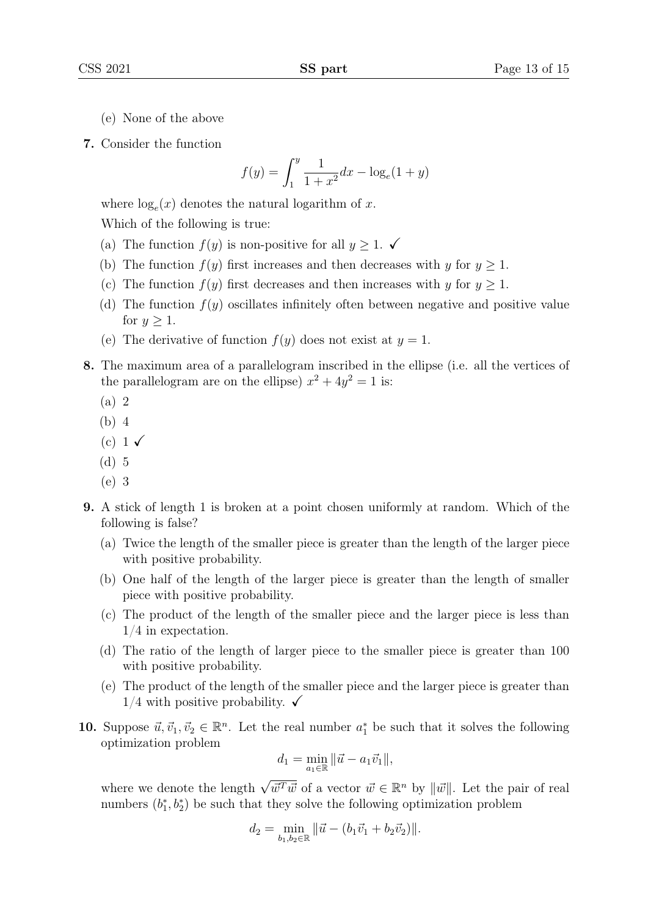(e) None of the above

**7.** Consider the function

$$f(y) = \int_1^y \frac{1}{1+x^2} dx - \log_e(1+y)$$

where $\log_e(x)$ denotes the natural logarithm of $x$.

Which of the following is true:

(a) The function $f(y)$ is non-positive for all $y \geq 1$. ✓

(b) The function $f(y)$ first increases and then decreases with $y$ for $y \geq 1$.

(c) The function $f(y)$ first decreases and then increases with $y$ for $y \geq 1$.

(d) The function $f(y)$ oscillates infinitely often between negative and positive value for $y \geq 1$.

(e) The derivative of function $f(y)$ does not exist at $y = 1$.

**8.** The maximum area of a parallelogram inscribed in the ellipse (i.e. all the vertices of the parallelogram are on the ellipse) $x^2 + 4y^2 = 1$ is:

(a) 2

(b) 4

(c) 1 ✓

(d) 5

(e) 3

**9.** A stick of length 1 is broken at a point chosen uniformly at random. Which of the following is false?

(a) Twice the length of the smaller piece is greater than the length of the larger piece with positive probability.

(b) One half of the length of the larger piece is greater than the length of smaller piece with positive probability.

(c) The product of the length of the smaller piece and the larger piece is less than $1/4$ in expectation.

(d) The ratio of the length of larger piece to the smaller piece is greater than 100 with positive probability.

(e) The product of the length of the smaller piece and the larger piece is greater than $1/4$ with positive probability. ✓

**10.** Suppose $\vec{u}, \vec{v}_1, \vec{v}_2 \in \mathbb{R}^n$. Let the real number $a_1^*$ be such that it solves the following optimization problem

$$d_1 = \min_{a_1 \in \mathbb{R}} \|\vec{u} - a_1\vec{v}_1\|,$$

where we denote the length $\sqrt{\vec{w}^T\vec{w}}$ of a vector $\vec{w} \in \mathbb{R}^n$ by $\|\vec{w}\|$. Let the pair of real numbers $(b_1^*, b_2^*)$ be such that they solve the following optimization problem

$$d_2 = \min_{b_1, b_2 \in \mathbb{R}} \|\vec{u} - (b_1\vec{v}_1 + b_2\vec{v}_2)\|.$$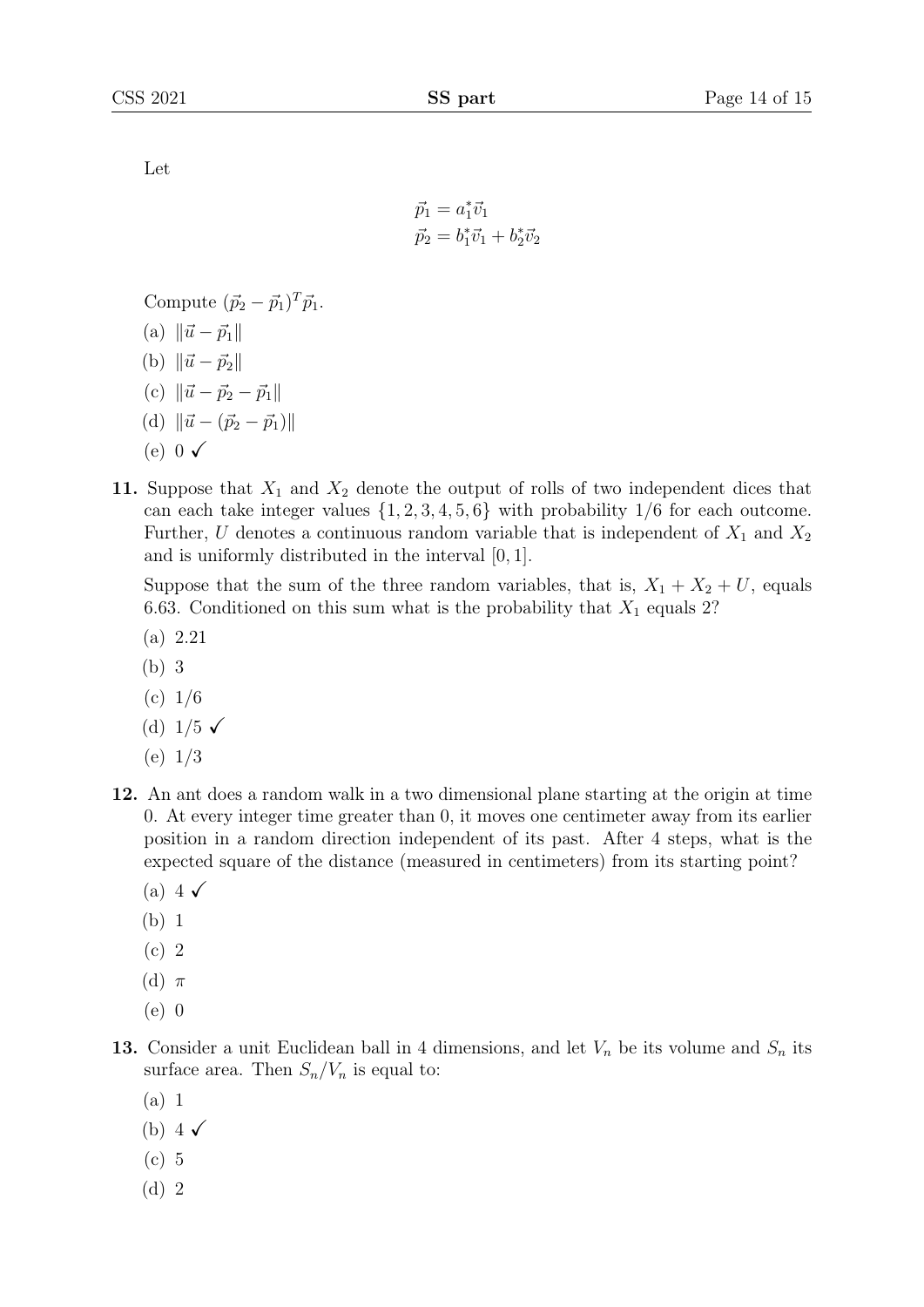Let

$$\vec{p}_1 = a_1^* \vec{v}_1$$
$$\vec{p}_2 = b_1^* \vec{v}_1 + b_2^* \vec{v}_2$$

Compute $(\vec{p}_2 - \vec{p}_1)^T \vec{p}_1$.

(a) $\|\vec{u} - \vec{p}_1\|$

(b) $\|\vec{u} - \vec{p}_2\|$

(c) $\|\vec{u} - \vec{p}_2 - \vec{p}_1\|$

(d) $\|\vec{u} - (\vec{p}_2 - \vec{p}_1)\|$

(e) 0 ✓

**11.** Suppose that $X_1$ and $X_2$ denote the output of rolls of two independent dices that can each take integer values $\{1, 2, 3, 4, 5, 6\}$ with probability 1/6 for each outcome. Further, $U$ denotes a continuous random variable that is independent of $X_1$ and $X_2$ and is uniformly distributed in the interval $[0, 1]$.

Suppose that the sum of the three random variables, that is, $X_1 + X_2 + U$, equals 6.63. Conditioned on this sum what is the probability that $X_1$ equals 2?

(a) 2.21

(b) 3

(c) 1/6

(d) 1/5 ✓

(e) 1/3

**12.** An ant does a random walk in a two dimensional plane starting at the origin at time 0. At every integer time greater than 0, it moves one centimeter away from its earlier position in a random direction independent of its past. After 4 steps, what is the expected square of the distance (measured in centimeters) from its starting point?

(a) 4 ✓

(b) 1

(c) 2

(d) $\pi$

(e) 0

**13.** Consider a unit Euclidean ball in 4 dimensions, and let $V_n$ be its volume and $S_n$ its surface area. Then $S_n/V_n$ is equal to:

(a) 1

(b) 4 ✓

(c) 5

(d) 2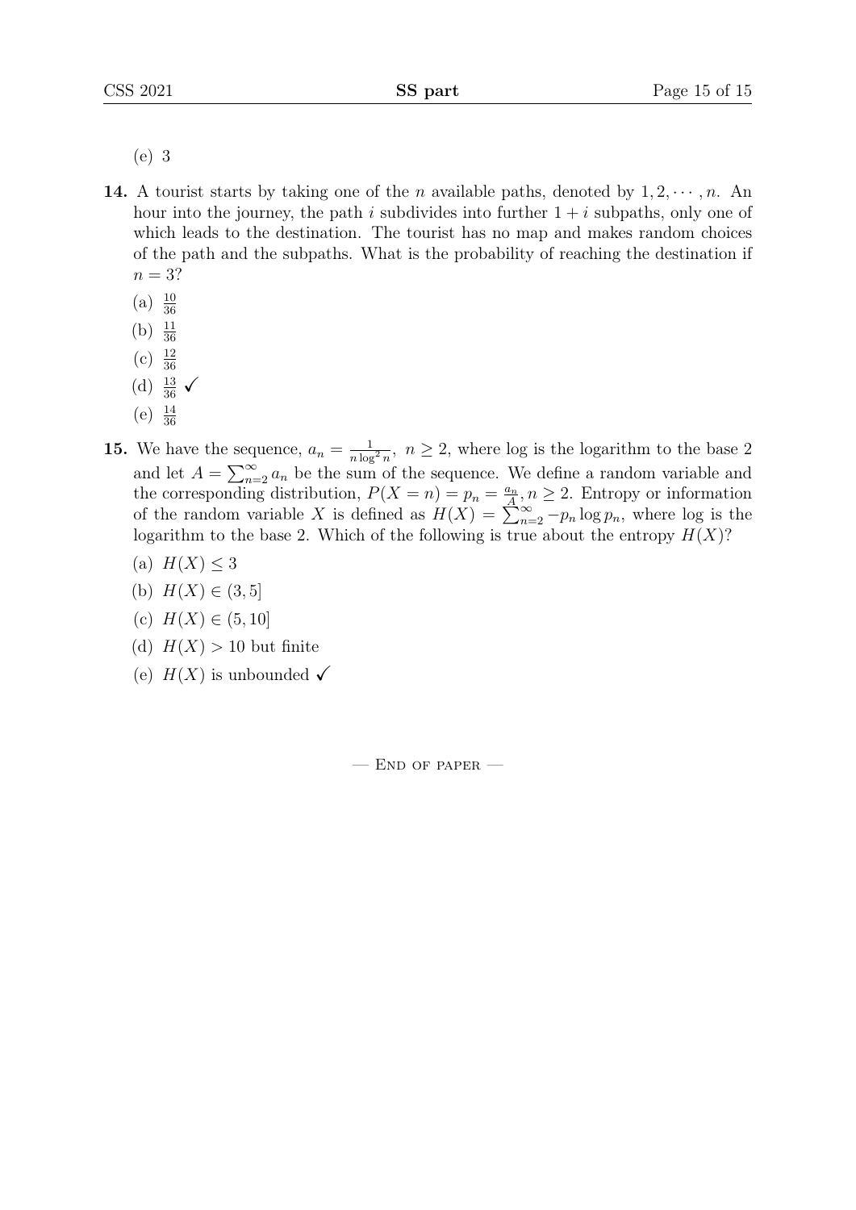(e) 3

**14.** A tourist starts by taking one of the $n$ available paths, denoted by $1, 2, \cdots, n$. An hour into the journey, the path $i$ subdivides into further $1 + i$ subpaths, only one of which leads to the destination. The tourist has no map and makes random choices of the path and the subpaths. What is the probability of reaching the destination if $n = 3$?

(a) $\frac{10}{36}$

(b) $\frac{11}{36}$

(c) $\frac{12}{36}$

(d) $\frac{13}{36}$ ✓

(e) $\frac{14}{36}$

**15.** We have the sequence, $a_n = \frac{1}{n \log^2 n}$, $n \geq 2$, where log is the logarithm to the base 2 and let $A = \sum_{n=2}^{\infty} a_n$ be the sum of the sequence. We define a random variable and the corresponding distribution, $P(X = n) = p_n = \frac{a_n}{A}, n \geq 2$. Entropy or information of the random variable $X$ is defined as $H(X) = \sum_{n=2}^{\infty} -p_n \log p_n$, where log is the logarithm to the base 2. Which of the following is true about the entropy $H(X)$?

(a) $H(X) \leq 3$

(b) $H(X) \in (3, 5]$

(c) $H(X) \in (5, 10]$

(d) $H(X) > 10$ but finite

(e) $H(X)$ is unbounded ✓

— End of paper —